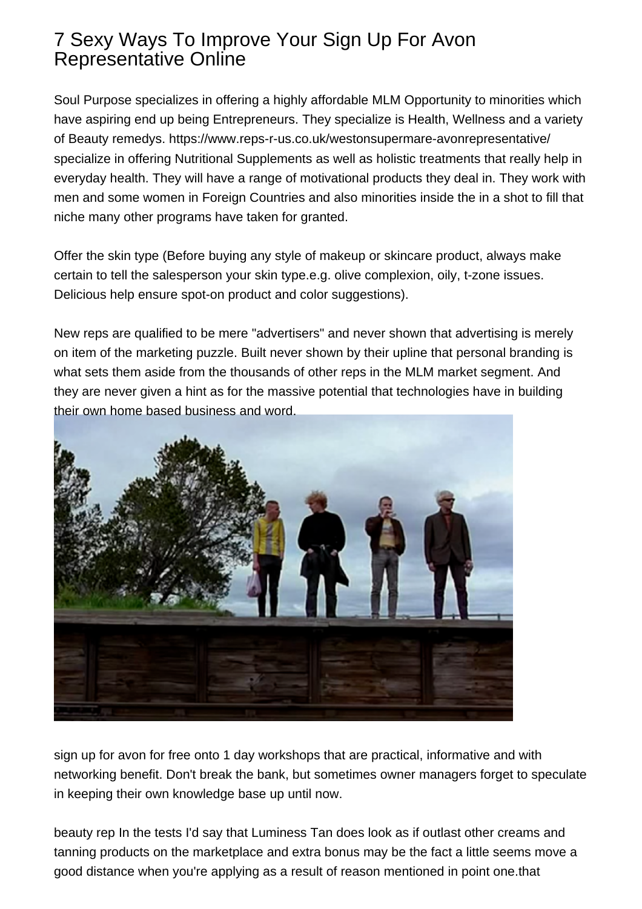# 7 Sexy Ways To Improve Your Sign Up For Avon Representative Online

Soul Purpose specializes in offering a highly affordable MLM Opportunity to minorities which have aspiring end up being Entrepreneurs. They specialize is Health, Wellness and a variety of Beauty remedys. https://www.reps-r-us.co.uk/westonsupermare-avonrepresentative/ specialize in offering Nutritional Supplements as well as holistic treatments that really help in everyday health. They will have a range of motivational products they deal in. They work with men and some women in Foreign Countries and also minorities inside the in a shot to fill that niche many other programs have taken for granted.

Offer the skin type (Before buying any style of makeup or skincare product, always make certain to tell the salesperson your skin type.e.g. olive complexion, oily, t-zone issues. Delicious help ensure spot-on product and color suggestions).

New reps are qualified to be mere "advertisers" and never shown that advertising is merely on item of the marketing puzzle. Built never shown by their upline that personal branding is what sets them aside from the thousands of other reps in the MLM market segment. And they are never given a hint as for the massive potential that technologies have in building their own home based business and word.

sign up for avon for free onto 1 day workshops that are practical, informative and with networking benefit. Don't break the bank, but sometimes owner managers forget to speculate in keeping their own knowledge base up until now.

beauty rep In the tests I'd say that Luminess Tan does look as if outlast other creams and tanning products on the marketplace and extra bonus may be the fact a little seems move a good distance when you're applying as a result of reason mentioned in point one.that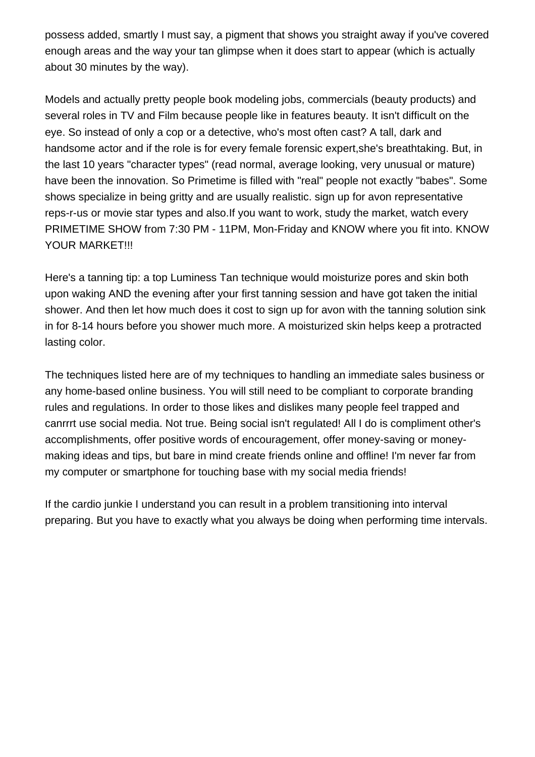possess added, smartly I must say, a pigment that shows you straight away if you've covered enough areas and the way your tan glimpse when it does start to appear (which is actually about 30 minutes by the way).

Models and actually pretty people book modeling jobs, commercials (beauty products) and several roles in TV and Film because people like in features beauty. It isn't difficult on the eye. So instead of only a cop or a detective, who's most often cast? A tall, dark and handsome actor and if the role is for every female forensic expert,she's breathtaking. But, in the last 10 years "character types" (read normal, average looking, very unusual or mature) have been the innovation. So Primetime is filled with "real" people not exactly "babes". Some shows specialize in being gritty and are usually realistic. sign up for avon representative reps-r-us or movie star types and also.If you want to work, study the market, watch every PRIMETIME SHOW from 7:30 PM - 11PM, Mon-Friday and KNOW where you fit into. KNOW YOUR MARKET!!!

Here's a tanning tip: a top Luminess Tan technique would moisturize pores and skin both upon waking AND the evening after your first tanning session and have got taken the initial shower. And then let how much does it cost to sign up for avon with the tanning solution sink in for 8-14 hours before you shower much more. A moisturized skin helps keep a protracted lasting color.

The techniques listed here are of my techniques to handling an immediate sales business or any home-based online business. You will still need to be compliant to corporate branding rules and regulations. In order to those likes and dislikes many people feel trapped and canrrrt use social media. Not true. Being social isn't regulated! All I do is compliment other's accomplishments, offer positive words of encouragement, offer money-saving or money-making ideas and tips, but bare in mind create friends online and offline! I'm never far from my computer or smartphone for touching base with my social media friends!

If the cardio junkie I understand you can result in a problem transitioning into interval preparing. But you have to exactly what you always be doing when performing time intervals.